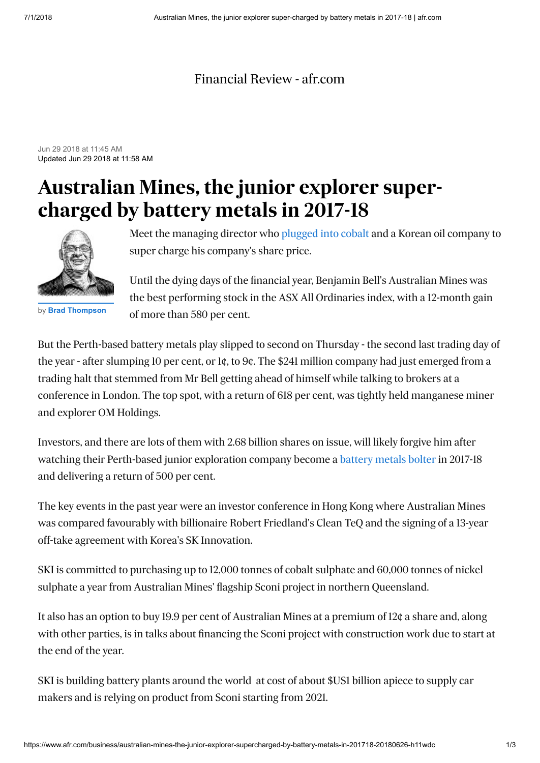Financial Review - afr.com

Jun 29 2018 at 11:45 AM
Updated Jun 29 2018 at 11:58 AM

# Australian Mines, the junior explorer super-charged by battery metals in 2017-18

by **Brad Thompson**

Meet the managing director who plugged into cobalt and a Korean oil company to super charge his company's share price.

Until the dying days of the financial year, Benjamin Bell's Australian Mines was the best performing stock in the ASX All Ordinaries index, with a 12-month gain of more than 580 per cent.

But the Perth-based battery metals play slipped to second on Thursday - the second last trading day of the year - after slumping 10 per cent, or 1¢, to 9¢. The $241 million company had just emerged from a trading halt that stemmed from Mr Bell getting ahead of himself while talking to brokers at a conference in London. The top spot, with a return of 618 per cent, was tightly held manganese miner and explorer OM Holdings.

Investors, and there are lots of them with 2.68 billion shares on issue, will likely forgive him after watching their Perth-based junior exploration company become a battery metals bolter in 2017-18 and delivering a return of 500 per cent.

The key events in the past year were an investor conference in Hong Kong where Australian Mines was compared favourably with billionaire Robert Friedland's Clean TeQ and the signing of a 13-year off-take agreement with Korea's SK Innovation.

SKI is committed to purchasing up to 12,000 tonnes of cobalt sulphate and 60,000 tonnes of nickel sulphate a year from Australian Mines' flagship Sconi project in northern Queensland.

It also has an option to buy 19.9 per cent of Australian Mines at a premium of 12¢ a share and, along with other parties, is in talks about financing the Sconi project with construction work due to start at the end of the year.

SKI is building battery plants around the world at cost of about $US1 billion apiece to supply car makers and is relying on product from Sconi starting from 2021.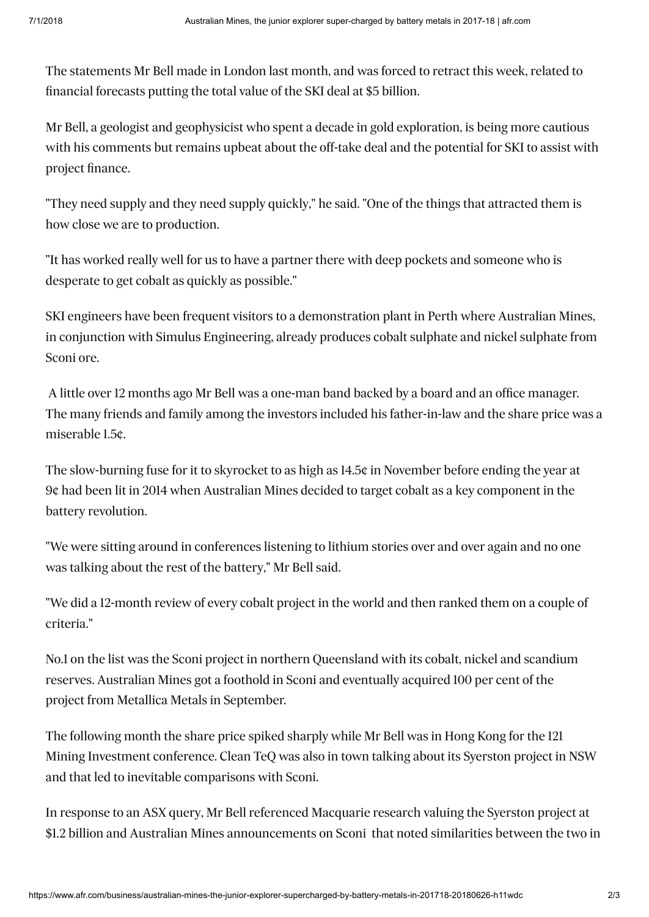The statements Mr Bell made in London last month, and was forced to retract this week, related to financial forecasts putting the total value of the SKI deal at $5 billion.

Mr Bell, a geologist and geophysicist who spent a decade in gold exploration, is being more cautious with his comments but remains upbeat about the off-take deal and the potential for SKI to assist with project finance.

"They need supply and they need supply quickly," he said. "One of the things that attracted them is how close we are to production.

"It has worked really well for us to have a partner there with deep pockets and someone who is desperate to get cobalt as quickly as possible."

SKI engineers have been frequent visitors to a demonstration plant in Perth where Australian Mines, in conjunction with Simulus Engineering, already produces cobalt sulphate and nickel sulphate from Sconi ore.

A little over 12 months ago Mr Bell was a one-man band backed by a board and an office manager. The many friends and family among the investors included his father-in-law and the share price was a miserable 1.5¢.

The slow-burning fuse for it to skyrocket to as high as 14.5¢ in November before ending the year at 9¢ had been lit in 2014 when Australian Mines decided to target cobalt as a key component in the battery revolution.

"We were sitting around in conferences listening to lithium stories over and over again and no one was talking about the rest of the battery," Mr Bell said.

"We did a 12-month review of every cobalt project in the world and then ranked them on a couple of criteria."

No.1 on the list was the Sconi project in northern Queensland with its cobalt, nickel and scandium reserves. Australian Mines got a foothold in Sconi and eventually acquired 100 per cent of the project from Metallica Metals in September.

The following month the share price spiked sharply while Mr Bell was in Hong Kong for the 121 Mining Investment conference. Clean TeQ was also in town talking about its Syerston project in NSW and that led to inevitable comparisons with Sconi.

In response to an ASX query, Mr Bell referenced Macquarie research valuing the Syerston project at $1.2 billion and Australian Mines announcements on Sconi that noted similarities between the two in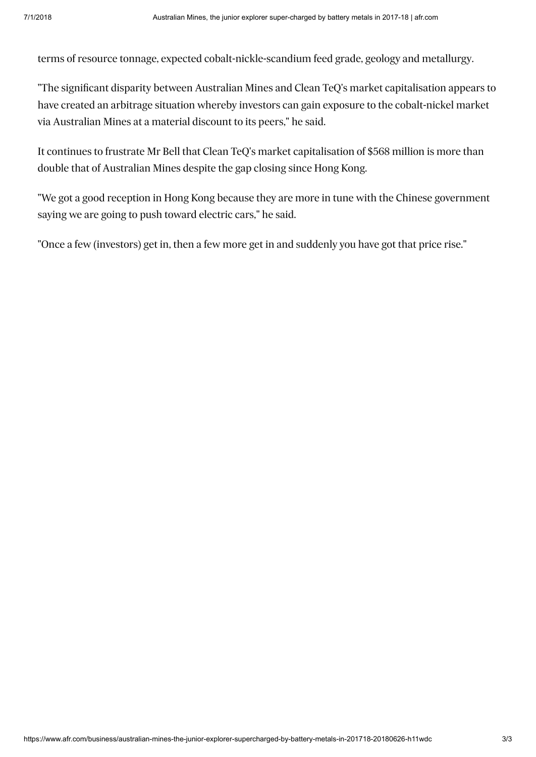terms of resource tonnage, expected cobalt-nickle-scandium feed grade, geology and metallurgy.

"The significant disparity between Australian Mines and Clean TeQ's market capitalisation appears to have created an arbitrage situation whereby investors can gain exposure to the cobalt-nickel market via Australian Mines at a material discount to its peers," he said.

It continues to frustrate Mr Bell that Clean TeQ's market capitalisation of $568 million is more than double that of Australian Mines despite the gap closing since Hong Kong.

"We got a good reception in Hong Kong because they are more in tune with the Chinese government saying we are going to push toward electric cars," he said.

"Once a few (investors) get in, then a few more get in and suddenly you have got that price rise."